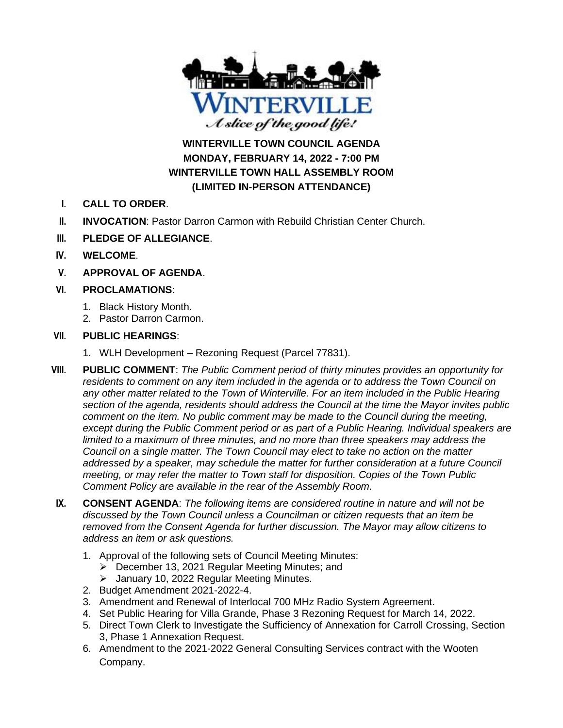WINTERVILLE

*A slice of the good life!*

# WINTERVILLE TOWN COUNCIL AGENDA
## MONDAY, FEBRUARY 14, 2022 - 7:00 PM
## WINTERVILLE TOWN HALL ASSEMBLY ROOM
## (LIMITED IN-PERSON ATTENDANCE)

I. **CALL TO ORDER**.

II. **INVOCATION**: Pastor Darron Carmon with Rebuild Christian Center Church.

III. **PLEDGE OF ALLEGIANCE**.

IV. **WELCOME**.

V. **APPROVAL OF AGENDA**.

VI. **PROCLAMATIONS**:

1. Black History Month.
2. Pastor Darron Carmon.

VII. **PUBLIC HEARINGS**:

1. WLH Development – Rezoning Request (Parcel 77831).

VIII. **PUBLIC COMMENT**: *The Public Comment period of thirty minutes provides an opportunity for residents to comment on any item included in the agenda or to address the Town Council on any other matter related to the Town of Winterville. For an item included in the Public Hearing section of the agenda, residents should address the Council at the time the Mayor invites public comment on the item. No public comment may be made to the Council during the meeting, except during the Public Comment period or as part of a Public Hearing. Individual speakers are limited to a maximum of three minutes, and no more than three speakers may address the Council on a single matter. The Town Council may elect to take no action on the matter addressed by a speaker, may schedule the matter for further consideration at a future Council meeting, or may refer the matter to Town staff for disposition. Copies of the Town Public Comment Policy are available in the rear of the Assembly Room.*

IX. **CONSENT AGENDA**: *The following items are considered routine in nature and will not be discussed by the Town Council unless a Councilman or citizen requests that an item be removed from the Consent Agenda for further discussion. The Mayor may allow citizens to address an item or ask questions.*

1. Approval of the following sets of Council Meeting Minutes:
   - December 13, 2021 Regular Meeting Minutes; and
   - January 10, 2022 Regular Meeting Minutes.
2. Budget Amendment 2021-2022-4.
3. Amendment and Renewal of Interlocal 700 MHz Radio System Agreement.
4. Set Public Hearing for Villa Grande, Phase 3 Rezoning Request for March 14, 2022.
5. Direct Town Clerk to Investigate the Sufficiency of Annexation for Carroll Crossing, Section 3, Phase 1 Annexation Request.
6. Amendment to the 2021-2022 General Consulting Services contract with the Wooten Company.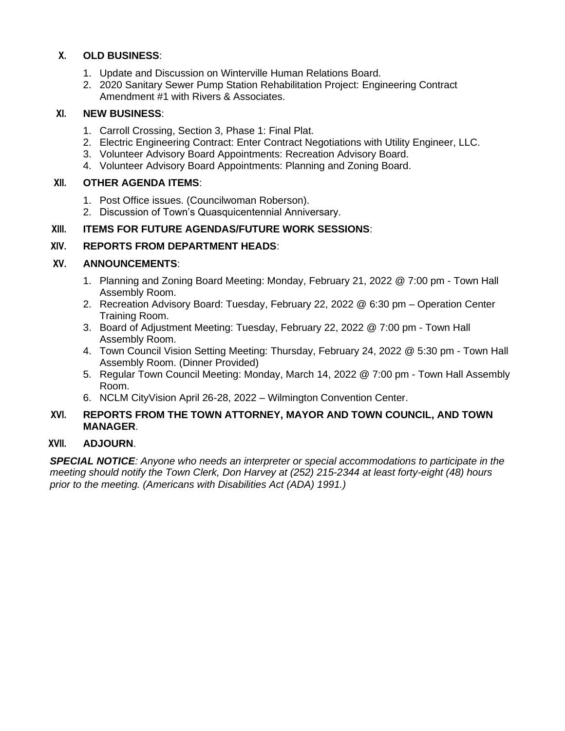## X. OLD BUSINESS:

1. Update and Discussion on Winterville Human Relations Board.
2. 2020 Sanitary Sewer Pump Station Rehabilitation Project: Engineering Contract Amendment #1 with Rivers & Associates.

## XI. NEW BUSINESS:

1. Carroll Crossing, Section 3, Phase 1: Final Plat.
2. Electric Engineering Contract: Enter Contract Negotiations with Utility Engineer, LLC.
3. Volunteer Advisory Board Appointments: Recreation Advisory Board.
4. Volunteer Advisory Board Appointments: Planning and Zoning Board.

## XII. OTHER AGENDA ITEMS:

1. Post Office issues. (Councilwoman Roberson).
2. Discussion of Town's Quasquicentennial Anniversary.

## XIII. ITEMS FOR FUTURE AGENDAS/FUTURE WORK SESSIONS:

## XIV. REPORTS FROM DEPARTMENT HEADS:

## XV. ANNOUNCEMENTS:

1. Planning and Zoning Board Meeting: Monday, February 21, 2022 @ 7:00 pm - Town Hall Assembly Room.
2. Recreation Advisory Board: Tuesday, February 22, 2022 @ 6:30 pm – Operation Center Training Room.
3. Board of Adjustment Meeting: Tuesday, February 22, 2022 @ 7:00 pm - Town Hall Assembly Room.
4. Town Council Vision Setting Meeting: Thursday, February 24, 2022 @ 5:30 pm - Town Hall Assembly Room. (Dinner Provided)
5. Regular Town Council Meeting: Monday, March 14, 2022 @ 7:00 pm - Town Hall Assembly Room.
6. NCLM CityVision April 26-28, 2022 – Wilmington Convention Center.

## XVI. REPORTS FROM THE TOWN ATTORNEY, MAYOR AND TOWN COUNCIL, AND TOWN MANAGER.

## XVII. ADJOURN.

***SPECIAL NOTICE****: Anyone who needs an interpreter or special accommodations to participate in the meeting should notify the Town Clerk, Don Harvey at (252) 215-2344 at least forty-eight (48) hours prior to the meeting. (Americans with Disabilities Act (ADA) 1991.)*